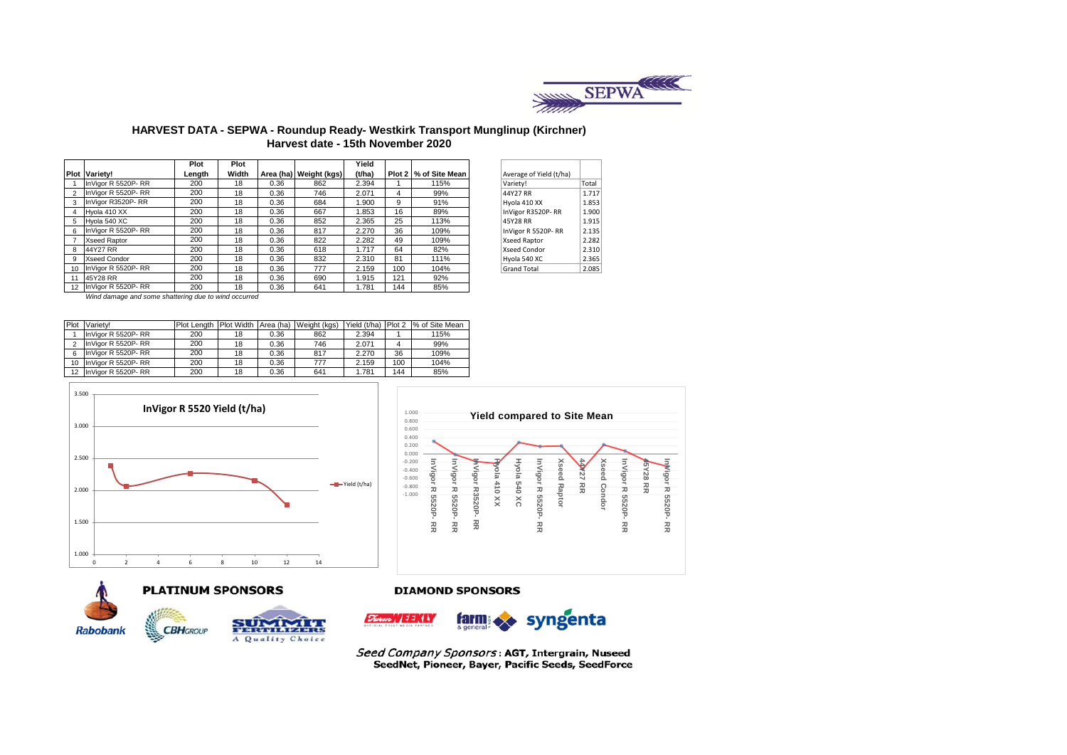# HARVEST DATA - SEPWA - Roundup Ready- Westkirk Transport Munglinup (Kirchner)

## Harvest date - 15th November 2020

| Plot | Variety! | Plot Length | Plot Width | Area (ha) | Weight (kgs) | Yield (t/ha) | Plot 2 | % of Site Mean |
|---|---|---|---|---|---|---|---|---|
| 1 | InVigor R 5520P- RR | 200 | 18 | 0.36 | 862 | 2.394 | 1 | 115% |
| 2 | InVigor R 5520P- RR | 200 | 18 | 0.36 | 746 | 2.071 | 4 | 99% |
| 3 | InVigor R3520P- RR | 200 | 18 | 0.36 | 684 | 1.900 | 9 | 91% |
| 4 | Hyola 410 XX | 200 | 18 | 0.36 | 667 | 1.853 | 16 | 89% |
| 5 | Hyola 540 XC | 200 | 18 | 0.36 | 852 | 2.365 | 25 | 113% |
| 6 | InVigor R 5520P- RR | 200 | 18 | 0.36 | 817 | 2.270 | 36 | 109% |
| 7 | Xseed Raptor | 200 | 18 | 0.36 | 822 | 2.282 | 49 | 109% |
| 8 | 44Y27 RR | 200 | 18 | 0.36 | 618 | 1.717 | 64 | 82% |
| 9 | Xseed Condor | 200 | 18 | 0.36 | 832 | 2.310 | 81 | 111% |
| 10 | InVigor R 5520P- RR | 200 | 18 | 0.36 | 777 | 2.159 | 100 | 104% |
| 11 | 45Y28 RR | 200 | 18 | 0.36 | 690 | 1.915 | 121 | 92% |
| 12 | InVigor R 5520P- RR | 200 | 18 | 0.36 | 641 | 1.781 | 144 | 85% |

*Wind damage and some shattering due to wind occurred*

| Average of Yield (t/ha) | |
|---|---|
| Variety! | Total |
| 44Y27 RR | 1.717 |
| Hyola 410 XX | 1.853 |
| InVigor R3520P- RR | 1.900 |
| 45Y28 RR | 1.915 |
| InVigor R 5520P- RR | 2.135 |
| Xseed Raptor | 2.282 |
| Xseed Condor | 2.310 |
| Hyola 540 XC | 2.365 |
| Grand Total | 2.085 |

| Plot | Variety! | Plot Length | Plot Width | Area (ha) | Weight (kgs) | Yield (t/ha) | Plot 2 | % of Site Mean |
|---|---|---|---|---|---|---|---|---|
| 1 | InVigor R 5520P- RR | 200 | 18 | 0.36 | 862 | 2.394 | 1 | 115% |
| 2 | InVigor R 5520P- RR | 200 | 18 | 0.36 | 746 | 2.071 | 4 | 99% |
| 6 | InVigor R 5520P- RR | 200 | 18 | 0.36 | 817 | 2.270 | 36 | 109% |
| 10 | InVigor R 5520P- RR | 200 | 18 | 0.36 | 777 | 2.159 | 100 | 104% |
| 12 | InVigor R 5520P- RR | 200 | 18 | 0.36 | 641 | 1.781 | 144 | 85% |

**InVigor R 5520 Yield (t/ha)**

**Yield compared to Site Mean**

**PLATINUM SPONSORS**

Rabobank, CBH Group, Summit Fertilizers – A Quality Choice

**DIAMOND SPONSORS**

Farm Weekly, farm & general, syngenta

*Seed Company Sponsors*: AGT, Intergrain, Nuseed SeedNet, Pioneer, Bayer, Pacific Seeds, SeedForce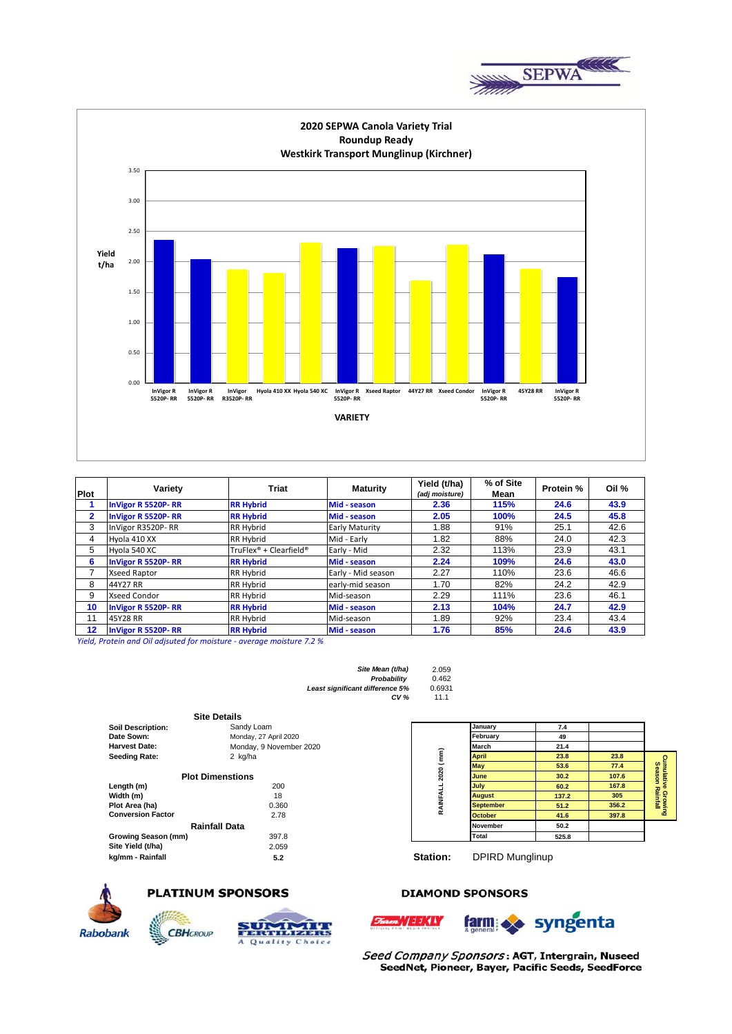# 2020 SEPWA Canola Variety Trial
## Roundup Ready
## Westkirk Transport Munglinup (Kirchner)

| Plot | Variety | Triat | Maturity | Yield (t/ha) (adj moisture) | % of Site Mean | Protein % | Oil % |
|---|---|---|---|---|---|---|---|
| **1** | **InVigor R 5520P- RR** | **RR Hybrid** | **Mid - season** | **2.36** | **115%** | **24.6** | **43.9** |
| **2** | **InVigor R 5520P- RR** | **RR Hybrid** | **Mid - season** | **2.05** | **100%** | **24.5** | **45.8** |
| 3 | InVigor R3520P- RR | RR Hybrid | Early Maturity | 1.88 | 91% | 25.1 | 42.6 |
| 4 | Hyola 410 XX | RR Hybrid | Mid - Early | 1.82 | 88% | 24.0 | 42.3 |
| 5 | Hyola 540 XC | TruFlex® + Clearfield® | Early - Mid | 2.32 | 113% | 23.9 | 43.1 |
| **6** | **InVigor R 5520P- RR** | **RR Hybrid** | **Mid - season** | **2.24** | **109%** | **24.6** | **43.0** |
| 7 | Xseed Raptor | RR Hybrid | Early - Mid season | 2.27 | 110% | 23.6 | 46.6 |
| 8 | 44Y27 RR | RR Hybrid | early-mid season | 1.70 | 82% | 24.2 | 42.9 |
| 9 | Xseed Condor | RR Hybrid | Mid-season | 2.29 | 111% | 23.6 | 46.1 |
| **10** | **InVigor R 5520P- RR** | **RR Hybrid** | **Mid - season** | **2.13** | **104%** | **24.7** | **42.9** |
| 11 | 45Y28 RR | RR Hybrid | Mid-season | 1.89 | 92% | 23.4 | 43.4 |
| **12** | **InVigor R 5520P- RR** | **RR Hybrid** | **Mid - season** | **1.76** | **85%** | **24.6** | **43.9** |

*Yield, Protein and Oil adjsuted for moisture - average moisture 7.2 %*

| | |
|---|---|
| ***Site Mean (t/ha)*** | 2.059 |
| ***Probability*** | 0.462 |
| ***Least significant difference 5%*** | 0.6931 |
| ***CV %*** | 11.1 |

### Site Details

| | |
|---|---|
| **Soil Description:** | Sandy Loam |
| **Date Sown:** | Monday, 27 April 2020 |
| **Harvest Date:** | Monday, 9 November 2020 |
| **Seeding Rate:** | 2 kg/ha |

### Plot Dimenstions

| | |
|---|---|
| **Length (m)** | 200 |
| **Width (m)** | 18 |
| **Plot Area (ha)** | 0.360 |
| **Conversion Factor** | 2.78 |

### Rainfall Data

| | |
|---|---|
| **Growing Season (mm)** | 397.8 |
| **Site Yield (t/ha)** | 2.059 |
| **kg/mm - Rainfall** | **5.2** |

**RAINFALL 2020 (mm)**

| Month | Rainfall | Cumulative Growing Season Rainfall |
|---|---|---|
| January | 7.4 | |
| February | 49 | |
| March | 21.4 | |
| April | 23.8 | 23.8 |
| May | 53.6 | 77.4 |
| June | 30.2 | 107.6 |
| July | 60.2 | 167.8 |
| August | 137.2 | 305 |
| September | 51.2 | 356.2 |
| October | 41.6 | 397.8 |
| November | 50.2 | |
| Total | 525.8 | |

**Station:** DPIRD Munglinup

**PLATINUM SPONSORS**

**DIAMOND SPONSORS**

*Seed Company Sponsors*: **AGT, Intergrain, Nuseed SeedNet, Pioneer, Bayer, Pacific Seeds, SeedForce**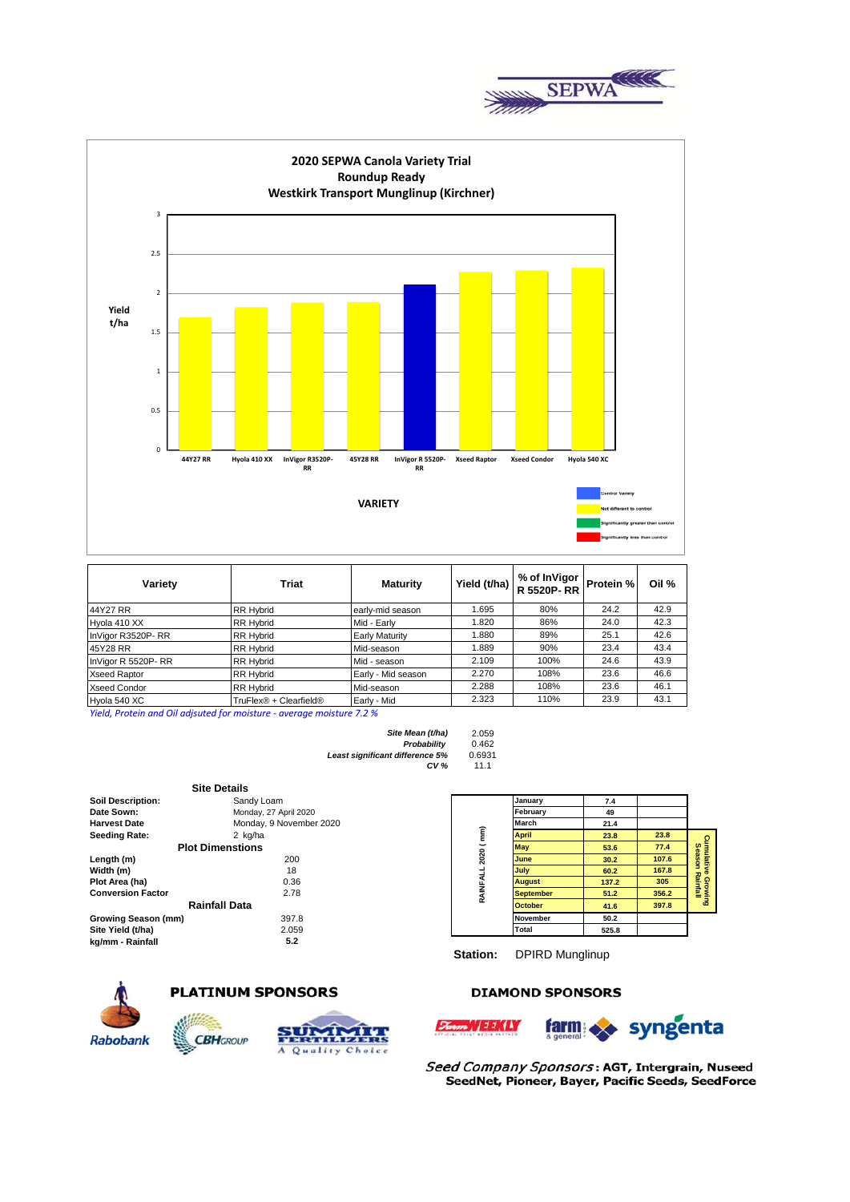SEPWA

## 2020 SEPWA Canola Variety Trial
## Roundup Ready
## Westkirk Transport Munglinup (Kirchner)

Yield t/ha

3
2.5
2
1.5
1
0.5
0

44Y27 RR
Hyola 410 XX
InVigor R3520P-RR
45Y28 RR
InVigor R 5520P-RR
Xseed Raptor
Xseed Condor
Hyola 540 XC

VARIETY

Control Variety
Not different to control
Significantly greater than control
Significantly less than control

| Variety | Triat | Maturity | Yield (t/ha) | % of InVigor R 5520P- RR | Protein % | Oil % |
|---|---|---|---|---|---|---|
| 44Y27 RR | RR Hybrid | early-mid season | 1.695 | 80% | 24.2 | 42.9 |
| Hyola 410 XX | RR Hybrid | Mid - Early | 1.820 | 86% | 24.0 | 42.3 |
| InVigor R3520P- RR | RR Hybrid | Early Maturity | 1.880 | 89% | 25.1 | 42.6 |
| 45Y28 RR | RR Hybrid | Mid-season | 1.889 | 90% | 23.4 | 43.4 |
| InVigor R 5520P- RR | RR Hybrid | Mid - season | 2.109 | 100% | 24.6 | 43.9 |
| Xseed Raptor | RR Hybrid | Early - Mid season | 2.270 | 108% | 23.6 | 46.6 |
| Xseed Condor | RR Hybrid | Mid-season | 2.288 | 108% | 23.6 | 46.1 |
| Hyola 540 XC | TruFlex® + Clearfield® | Early - Mid | 2.323 | 110% | 23.9 | 43.1 |

*Yield, Protein and Oil adjsuted for moisture - average moisture 7.2 %*

| | |
|---|---|
| *Site Mean (t/ha)* | 2.059 |
| *Probability* | 0.462 |
| *Least significant difference 5%* | 0.6931 |
| *CV %* | 11.1 |

### Site Details

| | |
|---|---|
| **Soil Description:** | Sandy Loam |
| **Date Sown:** | Monday, 27 April 2020 |
| **Harvest Date** | Monday, 9 November 2020 |
| **Seeding Rate:** | 2 kg/ha |

### Plot Dimensions

| | |
|---|---|
| **Length (m)** | 200 |
| **Width (m)** | 18 |
| **Plot Area (ha)** | 0.36 |
| **Conversion Factor** | 2.78 |

### Rainfall Data

| | |
|---|---|
| **Growing Season (mm)** | 397.8 |
| **Site Yield (t/ha)** | 2.059 |
| **kg/mm - Rainfall** | 5.2 |

RAINFALL 2020 ( mm)

| Month | Rainfall | Cumulative Growing Season Rainfall |
|---|---|---|
| January | 7.4 | |
| February | 49 | |
| March | 21.4 | |
| April | 23.8 | 23.8 |
| May | 53.6 | 77.4 |
| June | 30.2 | 107.6 |
| July | 60.2 | 167.8 |
| August | 137.2 | 305 |
| September | 51.2 | 356.2 |
| October | 41.6 | 397.8 |
| November | 50.2 | |
| Total | 525.8 | |

**Station:** DPIRD Munglinup

**PLATINUM SPONSORS**

Rabobank, CBH Group, Summit Fertilizers – A Quality Choice

**DIAMOND SPONSORS**

Farm Weekly, farm & general, syngenta

*Seed Company Sponsors*: AGT, Intergrain, Nuseed SeedNet, Pioneer, Bayer, Pacific Seeds, SeedForce